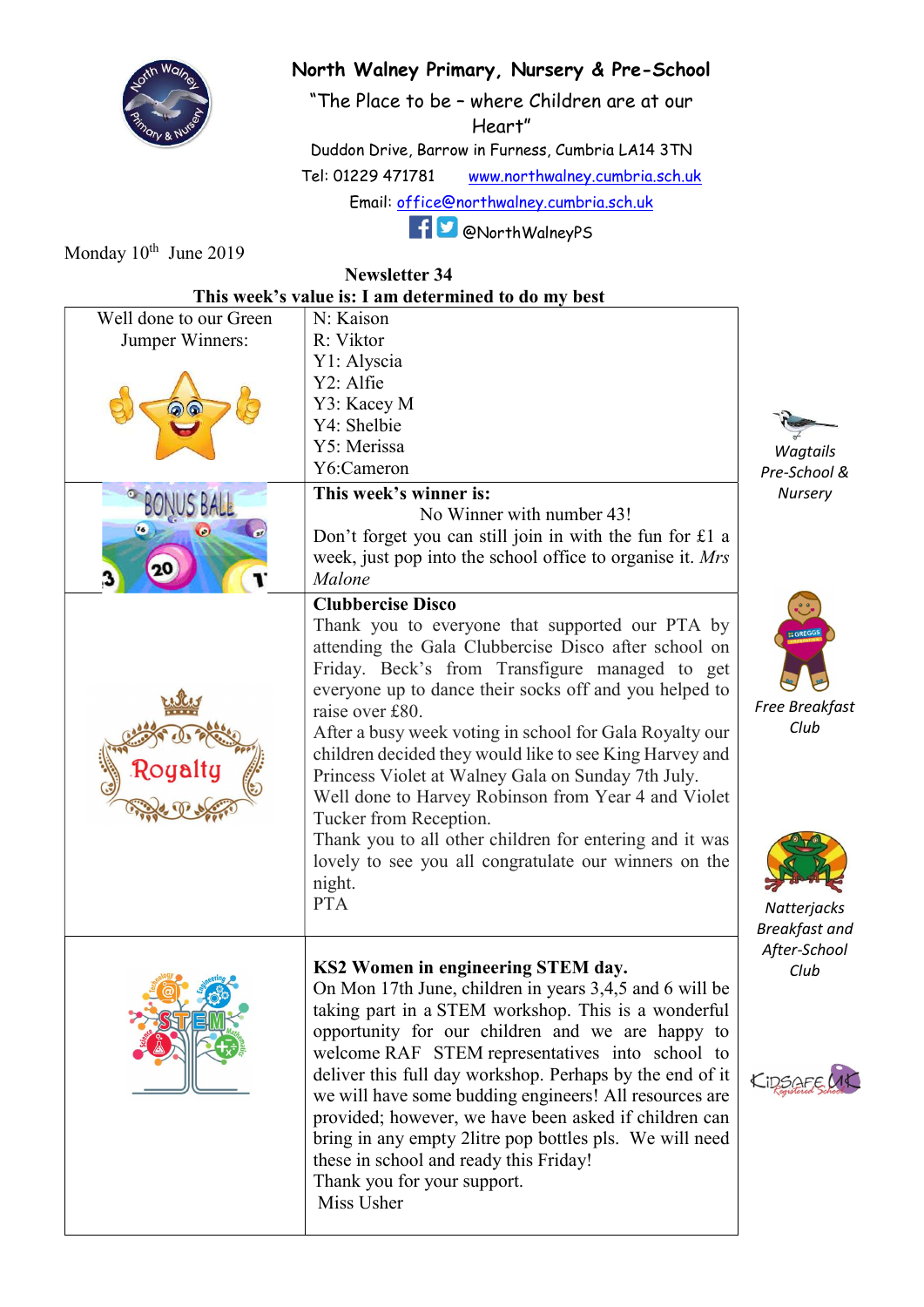# North Walney Primary, Nursery & Pre-School

"The Place to be – where Children are at our Heart"

Duddon Drive, Barrow in Furness, Cumbria LA14 3TN

Tel: 01229 471781 www.northwalney.cumbria.sch.uk

Email: office@northwalney.cumbria.sch.uk

@NorthWalneyPS

Monday 10th June 2019

## Newsletter 34

**This week's value is: I am determined to do my best**

| | |
|---|---|
| Well done to our Green Jumper Winners: | N: Kaison<br>R: Viktor<br>Y1: Alyscia<br>Y2: Alfie<br>Y3: Kacey M<br>Y4: Shelbie<br>Y5: Merissa<br>Y6: Cameron |
| | **This week's winner is:**<br>No Winner with number 43!<br>Don't forget you can still join in with the fun for £1 a week, just pop into the school office to organise it. *Mrs Malone* |
| | **Clubbercise Disco**<br>Thank you to everyone that supported our PTA by attending the Gala Clubbercise Disco after school on Friday. Beck's from Transfigure managed to get everyone up to dance their socks off and you helped to raise over £80.<br>After a busy week voting in school for Gala Royalty our children decided they would like to see King Harvey and Princess Violet at Walney Gala on Sunday 7th July.<br>Well done to Harvey Robinson from Year 4 and Violet Tucker from Reception.<br>Thank you to all other children for entering and it was lovely to see you all congratulate our winners on the night.<br>PTA |
| | **KS2 Women in engineering STEM day.**<br>On Mon 17th June, children in years 3,4,5 and 6 will be taking part in a STEM workshop. This is a wonderful opportunity for our children and we are happy to welcome RAF STEM representatives into school to deliver this full day workshop. Perhaps by the end of it we will have some budding engineers! All resources are provided; however, we have been asked if children can bring in any empty 2litre pop bottles pls. We will need these in school and ready this Friday!<br>Thank you for your support.<br>Miss Usher |

*Wagtails Pre-School & Nursery*

*Free Breakfast Club*

*Natterjacks Breakfast and After-School Club*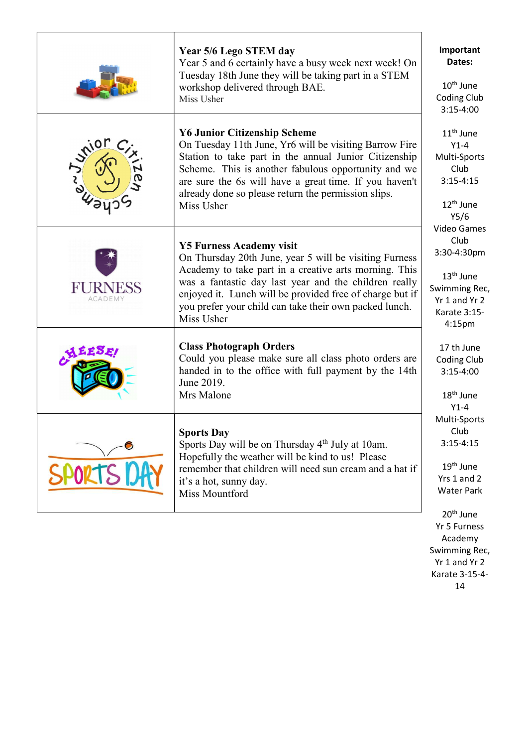### Year 5/6 Lego STEM day

Year 5 and 6 certainly have a busy week next week! On Tuesday 18th June they will be taking part in a STEM workshop delivered through BAE.
Miss Usher

### Y6 Junior Citizenship Scheme

On Tuesday 11th June, Yr6 will be visiting Barrow Fire Station to take part in the annual Junior Citizenship Scheme. This is another fabulous opportunity and we are sure the 6s will have a great time. If you haven't already done so please return the permission slips.
Miss Usher

### Y5 Furness Academy visit

On Thursday 20th June, year 5 will be visiting Furness Academy to take part in a creative arts morning. This was a fantastic day last year and the children really enjoyed it. Lunch will be provided free of charge but if you prefer your child can take their own packed lunch.
Miss Usher

### Class Photograph Orders

Could you please make sure all class photo orders are handed in to the office with full payment by the 14th June 2019.
Mrs Malone

### Sports Day

Sports Day will be on Thursday 4th July at 10am. Hopefully the weather will be kind to us! Please remember that children will need sun cream and a hat if it's a hot, sunny day.
Miss Mountford

**Important Dates:**

10th June
Coding Club
3:15-4:00

11th June
Y1-4
Multi-Sports
Club
3:15-4:15

12th June
Y5/6
Video Games
Club
3:30-4:30pm

13th June
Swimming Rec,
Yr 1 and Yr 2
Karate 3:15-4:15pm

17 th June
Coding Club
3:15-4:00

18th June
Y1-4
Multi-Sports
Club
3:15-4:15

19th June
Yrs 1 and 2
Water Park

20th June
Yr 5 Furness
Academy
Swimming Rec,
Yr 1 and Yr 2
Karate 3-15-4-14